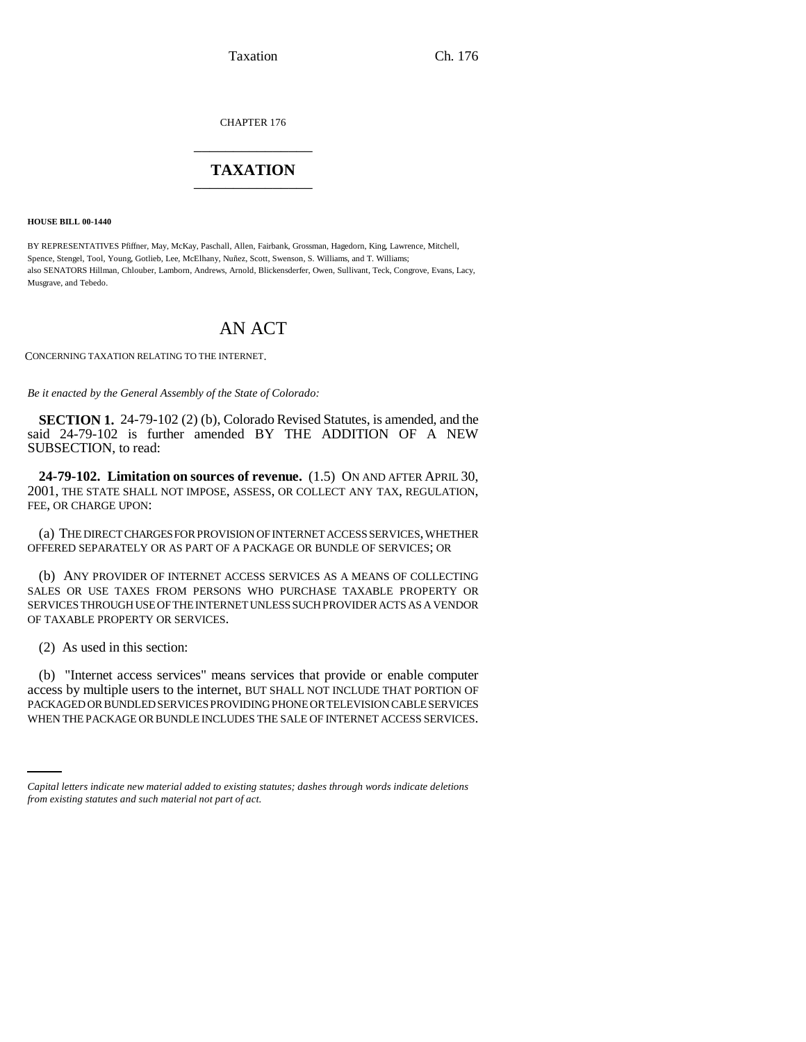CHAPTER 176

# TAXATION

**HOUSE BILL 00-1440**

BY REPRESENTATIVES Pfiffner, May, McKay, Paschall, Allen, Fairbank, Grossman, Hagedorn, King, Lawrence, Mitchell, Spence, Stengel, Tool, Young, Gotlieb, Lee, McElhany, Nuñez, Scott, Swenson, S. Williams, and T. Williams;
also SENATORS Hillman, Chlouber, Lamborn, Andrews, Arnold, Blickensderfer, Owen, Sullivant, Teck, Congrove, Evans, Lacy, Musgrave, and Tebedo.

# AN ACT

CONCERNING TAXATION RELATING TO THE INTERNET.

*Be it enacted by the General Assembly of the State of Colorado:*

**SECTION 1.** 24-79-102 (2) (b), Colorado Revised Statutes, is amended, and the said 24-79-102 is further amended BY THE ADDITION OF A NEW SUBSECTION, to read:

**24-79-102. Limitation on sources of revenue.** (1.5) ON AND AFTER APRIL 30, 2001, THE STATE SHALL NOT IMPOSE, ASSESS, OR COLLECT ANY TAX, REGULATION, FEE, OR CHARGE UPON:

(a) THE DIRECT CHARGES FOR PROVISION OF INTERNET ACCESS SERVICES, WHETHER OFFERED SEPARATELY OR AS PART OF A PACKAGE OR BUNDLE OF SERVICES; OR

(b) ANY PROVIDER OF INTERNET ACCESS SERVICES AS A MEANS OF COLLECTING SALES OR USE TAXES FROM PERSONS WHO PURCHASE TAXABLE PROPERTY OR SERVICES THROUGH USE OF THE INTERNET UNLESS SUCH PROVIDER ACTS AS A VENDOR OF TAXABLE PROPERTY OR SERVICES.

(2) As used in this section:

(b) "Internet access services" means services that provide or enable computer access by multiple users to the internet, BUT SHALL NOT INCLUDE THAT PORTION OF PACKAGED OR BUNDLED SERVICES PROVIDING PHONE OR TELEVISION CABLE SERVICES WHEN THE PACKAGE OR BUNDLE INCLUDES THE SALE OF INTERNET ACCESS SERVICES.

*Capital letters indicate new material added to existing statutes; dashes through words indicate deletions from existing statutes and such material not part of act.*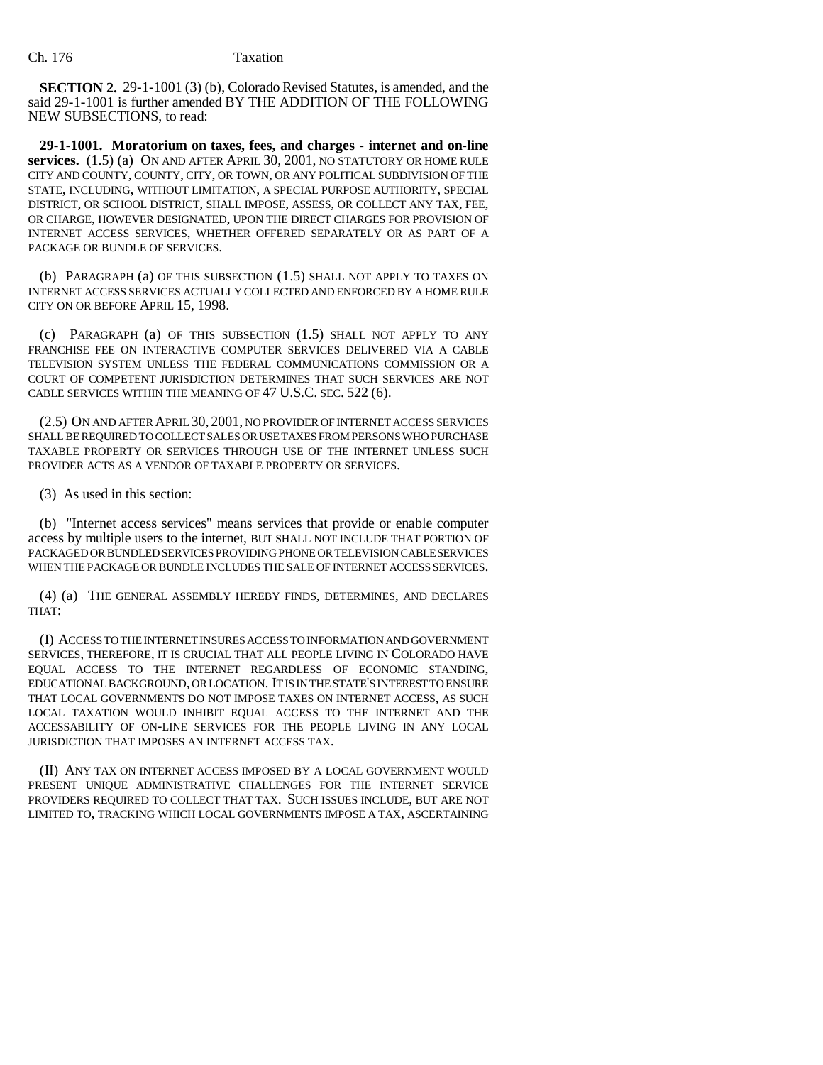**SECTION 2.** 29-1-1001 (3) (b), Colorado Revised Statutes, is amended, and the said 29-1-1001 is further amended BY THE ADDITION OF THE FOLLOWING NEW SUBSECTIONS, to read:

**29-1-1001. Moratorium on taxes, fees, and charges - internet and on-line services.** (1.5) (a) ON AND AFTER APRIL 30, 2001, NO STATUTORY OR HOME RULE CITY AND COUNTY, COUNTY, CITY, OR TOWN, OR ANY POLITICAL SUBDIVISION OF THE STATE, INCLUDING, WITHOUT LIMITATION, A SPECIAL PURPOSE AUTHORITY, SPECIAL DISTRICT, OR SCHOOL DISTRICT, SHALL IMPOSE, ASSESS, OR COLLECT ANY TAX, FEE, OR CHARGE, HOWEVER DESIGNATED, UPON THE DIRECT CHARGES FOR PROVISION OF INTERNET ACCESS SERVICES, WHETHER OFFERED SEPARATELY OR AS PART OF A PACKAGE OR BUNDLE OF SERVICES.

(b) PARAGRAPH (a) OF THIS SUBSECTION (1.5) SHALL NOT APPLY TO TAXES ON INTERNET ACCESS SERVICES ACTUALLY COLLECTED AND ENFORCED BY A HOME RULE CITY ON OR BEFORE APRIL 15, 1998.

(c) PARAGRAPH (a) OF THIS SUBSECTION (1.5) SHALL NOT APPLY TO ANY FRANCHISE FEE ON INTERACTIVE COMPUTER SERVICES DELIVERED VIA A CABLE TELEVISION SYSTEM UNLESS THE FEDERAL COMMUNICATIONS COMMISSION OR A COURT OF COMPETENT JURISDICTION DETERMINES THAT SUCH SERVICES ARE NOT CABLE SERVICES WITHIN THE MEANING OF 47 U.S.C. SEC. 522 (6).

(2.5) ON AND AFTER APRIL 30, 2001, NO PROVIDER OF INTERNET ACCESS SERVICES SHALL BE REQUIRED TO COLLECT SALES OR USE TAXES FROM PERSONS WHO PURCHASE TAXABLE PROPERTY OR SERVICES THROUGH USE OF THE INTERNET UNLESS SUCH PROVIDER ACTS AS A VENDOR OF TAXABLE PROPERTY OR SERVICES.

(3) As used in this section:

(b) "Internet access services" means services that provide or enable computer access by multiple users to the internet, BUT SHALL NOT INCLUDE THAT PORTION OF PACKAGED OR BUNDLED SERVICES PROVIDING PHONE OR TELEVISION CABLE SERVICES WHEN THE PACKAGE OR BUNDLE INCLUDES THE SALE OF INTERNET ACCESS SERVICES.

(4) (a) THE GENERAL ASSEMBLY HEREBY FINDS, DETERMINES, AND DECLARES THAT:

(I) ACCESS TO THE INTERNET INSURES ACCESS TO INFORMATION AND GOVERNMENT SERVICES, THEREFORE, IT IS CRUCIAL THAT ALL PEOPLE LIVING IN COLORADO HAVE EQUAL ACCESS TO THE INTERNET REGARDLESS OF ECONOMIC STANDING, EDUCATIONAL BACKGROUND, OR LOCATION. IT IS IN THE STATE'S INTEREST TO ENSURE THAT LOCAL GOVERNMENTS DO NOT IMPOSE TAXES ON INTERNET ACCESS, AS SUCH LOCAL TAXATION WOULD INHIBIT EQUAL ACCESS TO THE INTERNET AND THE ACCESSABILITY OF ON-LINE SERVICES FOR THE PEOPLE LIVING IN ANY LOCAL JURISDICTION THAT IMPOSES AN INTERNET ACCESS TAX.

(II) ANY TAX ON INTERNET ACCESS IMPOSED BY A LOCAL GOVERNMENT WOULD PRESENT UNIQUE ADMINISTRATIVE CHALLENGES FOR THE INTERNET SERVICE PROVIDERS REQUIRED TO COLLECT THAT TAX. SUCH ISSUES INCLUDE, BUT ARE NOT LIMITED TO, TRACKING WHICH LOCAL GOVERNMENTS IMPOSE A TAX, ASCERTAINING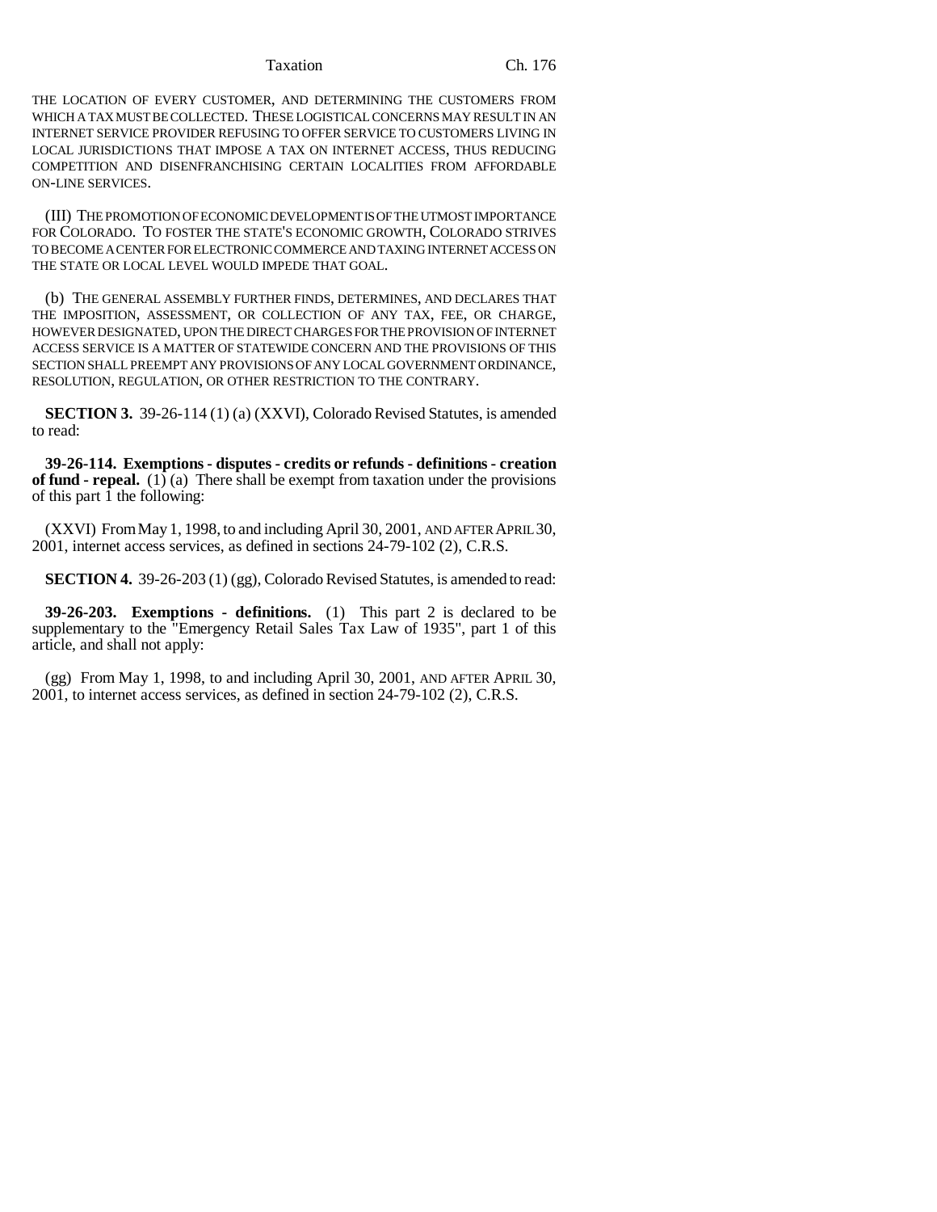THE LOCATION OF EVERY CUSTOMER, AND DETERMINING THE CUSTOMERS FROM WHICH A TAX MUST BE COLLECTED. THESE LOGISTICAL CONCERNS MAY RESULT IN AN INTERNET SERVICE PROVIDER REFUSING TO OFFER SERVICE TO CUSTOMERS LIVING IN LOCAL JURISDICTIONS THAT IMPOSE A TAX ON INTERNET ACCESS, THUS REDUCING COMPETITION AND DISENFRANCHISING CERTAIN LOCALITIES FROM AFFORDABLE ON-LINE SERVICES.

(III) THE PROMOTION OF ECONOMIC DEVELOPMENT IS OF THE UTMOST IMPORTANCE FOR COLORADO. TO FOSTER THE STATE'S ECONOMIC GROWTH, COLORADO STRIVES TO BECOME A CENTER FOR ELECTRONIC COMMERCE AND TAXING INTERNET ACCESS ON THE STATE OR LOCAL LEVEL WOULD IMPEDE THAT GOAL.

(b) THE GENERAL ASSEMBLY FURTHER FINDS, DETERMINES, AND DECLARES THAT THE IMPOSITION, ASSESSMENT, OR COLLECTION OF ANY TAX, FEE, OR CHARGE, HOWEVER DESIGNATED, UPON THE DIRECT CHARGES FOR THE PROVISION OF INTERNET ACCESS SERVICE IS A MATTER OF STATEWIDE CONCERN AND THE PROVISIONS OF THIS SECTION SHALL PREEMPT ANY PROVISIONS OF ANY LOCAL GOVERNMENT ORDINANCE, RESOLUTION, REGULATION, OR OTHER RESTRICTION TO THE CONTRARY.

**SECTION 3.** 39-26-114 (1) (a) (XXVI), Colorado Revised Statutes, is amended to read:

**39-26-114. Exemptions - disputes - credits or refunds - definitions - creation of fund - repeal.** (1) (a) There shall be exempt from taxation under the provisions of this part 1 the following:

(XXVI) From May 1, 1998, to and including April 30, 2001, AND AFTER APRIL 30, 2001, internet access services, as defined in sections 24-79-102 (2), C.R.S.

**SECTION 4.** 39-26-203 (1) (gg), Colorado Revised Statutes, is amended to read:

**39-26-203. Exemptions - definitions.** (1) This part 2 is declared to be supplementary to the "Emergency Retail Sales Tax Law of 1935", part 1 of this article, and shall not apply:

(gg) From May 1, 1998, to and including April 30, 2001, AND AFTER APRIL 30, 2001, to internet access services, as defined in section 24-79-102 (2), C.R.S.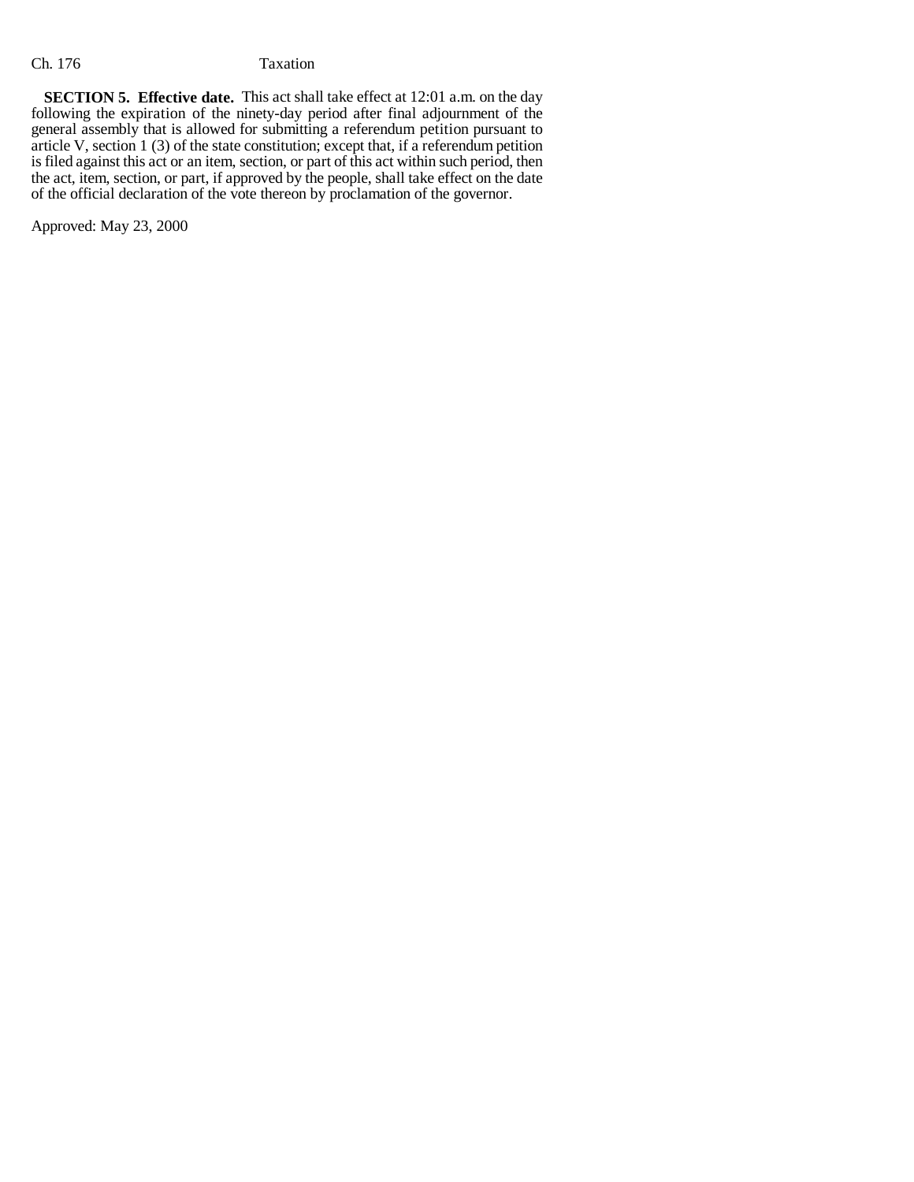**SECTION 5. Effective date.** This act shall take effect at 12:01 a.m. on the day following the expiration of the ninety-day period after final adjournment of the general assembly that is allowed for submitting a referendum petition pursuant to article V, section 1 (3) of the state constitution; except that, if a referendum petition is filed against this act or an item, section, or part of this act within such period, then the act, item, section, or part, if approved by the people, shall take effect on the date of the official declaration of the vote thereon by proclamation of the governor.

Approved: May 23, 2000